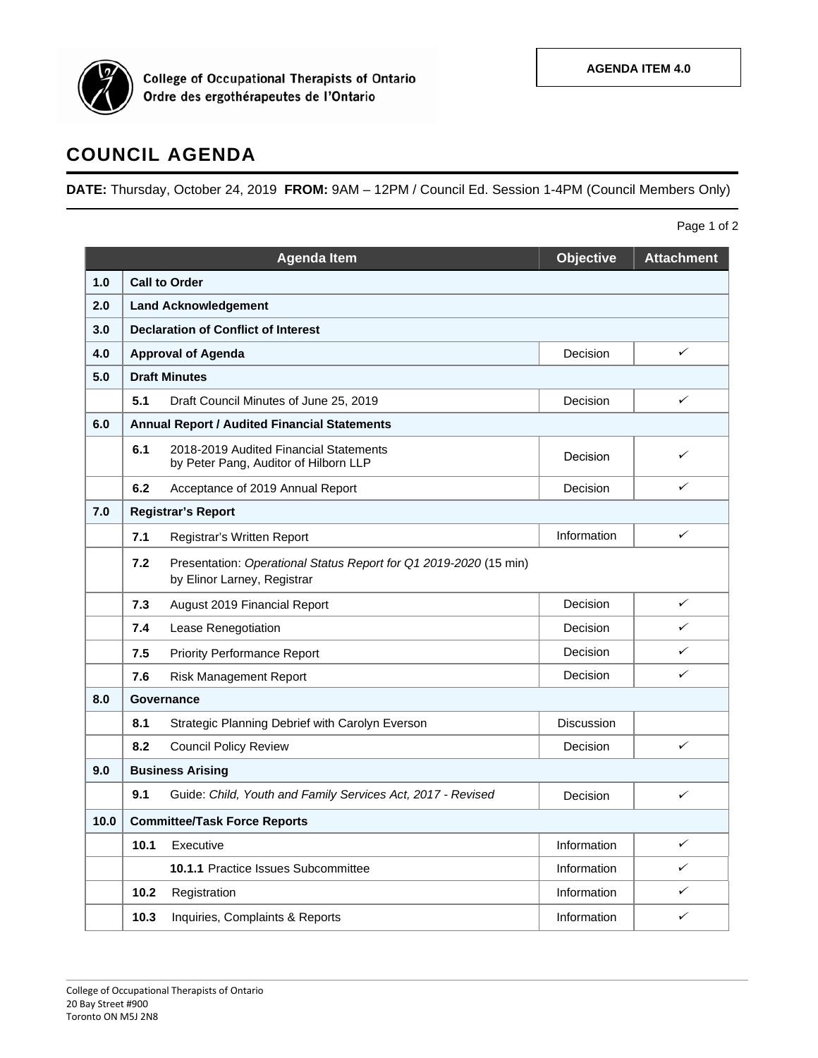College of Occupational Therapists of Ontario
Ordre des ergothérapeutes de l'Ontario

**AGENDA ITEM 4.0**

# COUNCIL AGENDA

**DATE:** Thursday, October 24, 2019 **FROM:** 9AM – 12PM / Council Ed. Session 1-4PM (Council Members Only)

| | Agenda Item | Objective | Attachment |
|---|---|---|---|
| **1.0** | **Call to Order** | | |
| **2.0** | **Land Acknowledgement** | | |
| **3.0** | **Declaration of Conflict of Interest** | | |
| **4.0** | **Approval of Agenda** | Decision | ✓ |
| **5.0** | **Draft Minutes** | | |
| | **5.1** Draft Council Minutes of June 25, 2019 | Decision | ✓ |
| **6.0** | **Annual Report / Audited Financial Statements** | | |
| | **6.1** 2018-2019 Audited Financial Statements by Peter Pang, Auditor of Hilborn LLP | Decision | ✓ |
| | **6.2** Acceptance of 2019 Annual Report | Decision | ✓ |
| **7.0** | **Registrar's Report** | | |
| | **7.1** Registrar's Written Report | Information | ✓ |
| | **7.2** Presentation: *Operational Status Report for Q1 2019-2020* (15 min) by Elinor Larney, Registrar | | |
| | **7.3** August 2019 Financial Report | Decision | ✓ |
| | **7.4** Lease Renegotiation | Decision | ✓ |
| | **7.5** Priority Performance Report | Decision | ✓ |
| | **7.6** Risk Management Report | Decision | ✓ |
| **8.0** | **Governance** | | |
| | **8.1** Strategic Planning Debrief with Carolyn Everson | Discussion | |
| | **8.2** Council Policy Review | Decision | ✓ |
| **9.0** | **Business Arising** | | |
| | **9.1** Guide: *Child, Youth and Family Services Act, 2017 - Revised* | Decision | ✓ |
| **10.0** | **Committee/Task Force Reports** | | |
| | **10.1** Executive | Information | ✓ |
| | **10.1.1** Practice Issues Subcommittee | Information | ✓ |
| | **10.2** Registration | Information | ✓ |
| | **10.3** Inquiries, Complaints & Reports | Information | ✓ |

College of Occupational Therapists of Ontario
20 Bay Street #900
Toronto ON M5J 2N8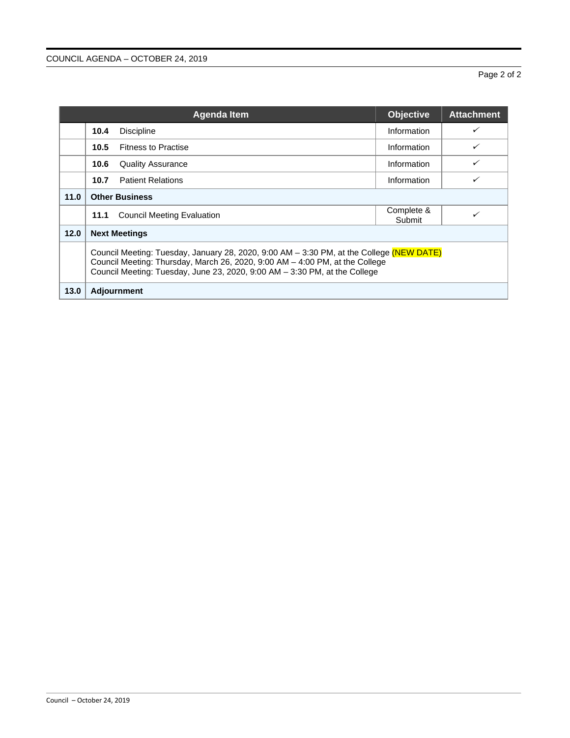| | Agenda Item | Objective | Attachment |
|---|---|---|---|
| | **10.4** Discipline | Information | ✓ |
| | **10.5** Fitness to Practise | Information | ✓ |
| | **10.6** Quality Assurance | Information | ✓ |
| | **10.7** Patient Relations | Information | ✓ |
| **11.0** | **Other Business** | | |
| | **11.1** Council Meeting Evaluation | Complete & Submit | ✓ |
| **12.0** | **Next Meetings** | | |
| | Council Meeting: Tuesday, January 28, 2020, 9:00 AM – 3:30 PM, at the College (NEW DATE)<br>Council Meeting: Thursday, March 26, 2020, 9:00 AM – 4:00 PM, at the College<br>Council Meeting: Tuesday, June 23, 2020, 9:00 AM – 3:30 PM, at the College | | |
| **13.0** | **Adjournment** | | |